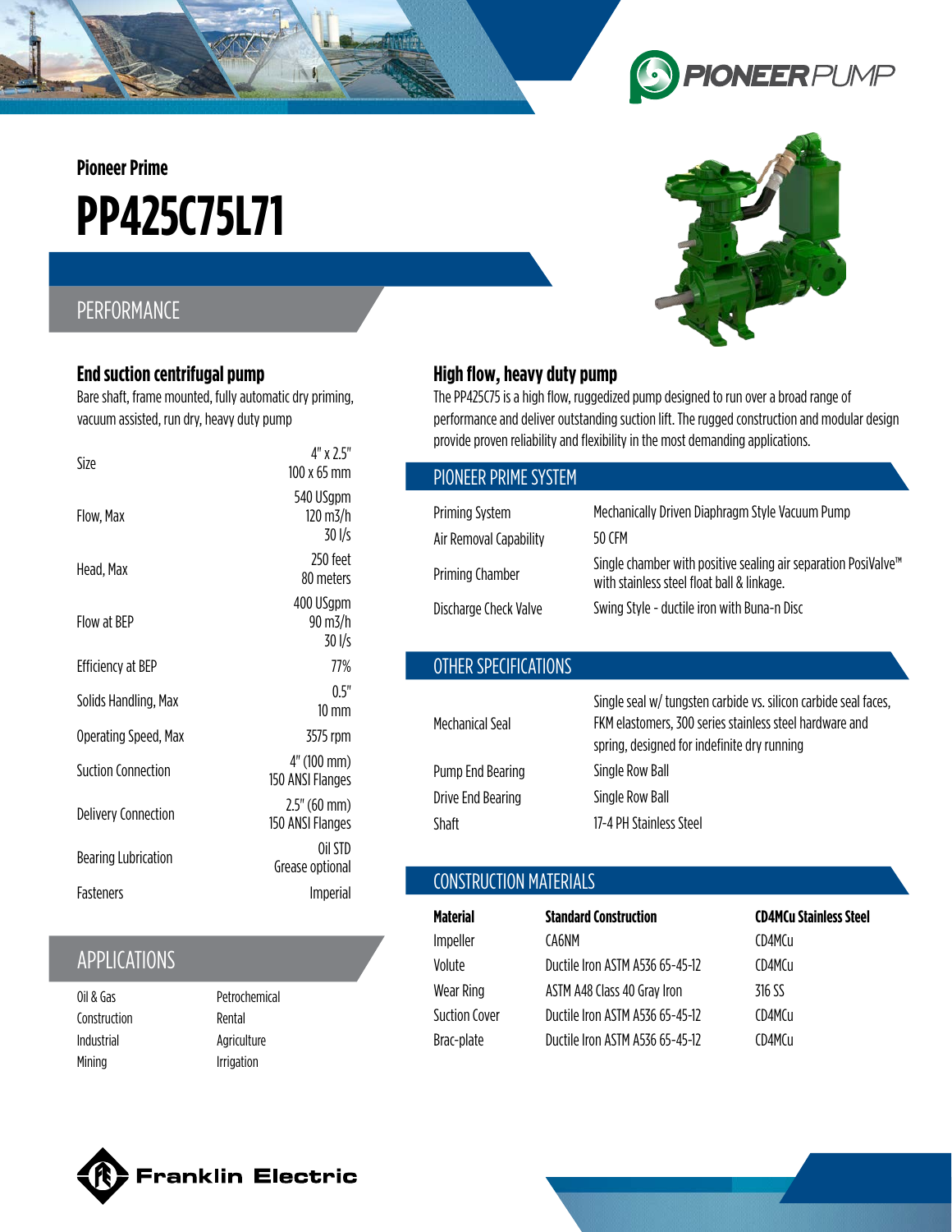Pioneer Prime

# PP425C75L71

## PERFORMANCE

### End suction centrifugal pump

Bare shaft, frame mounted, fully automatic dry priming, vacuum assisted, run dry, heavy duty pump

| | |
|---|---|
| Size | 4" x 2.5"<br>100 x 65 mm |
| Flow, Max | 540 USgpm<br>120 m3/h<br>30 l/s |
| Head, Max | 250 feet<br>80 meters |
| Flow at BEP | 400 USgpm<br>90 m3/h<br>30 l/s |
| Efficiency at BEP | 77% |
| Solids Handling, Max | 0.5"<br>10 mm |
| Operating Speed, Max | 3575 rpm |
| Suction Connection | 4" (100 mm)<br>150 ANSI Flanges |
| Delivery Connection | 2.5" (60 mm)<br>150 ANSI Flanges |
| Bearing Lubrication | Oil STD<br>Grease optional |
| Fasteners | Imperial |

## APPLICATIONS

| | |
|---|---|
| Oil & Gas | Petrochemical |
| Construction | Rental |
| Industrial | Agriculture |
| Mining | Irrigation |

### High flow, heavy duty pump

The PP425C75 is a high flow, ruggedized pump designed to run over a broad range of performance and deliver outstanding suction lift. The rugged construction and modular design provide proven reliability and flexibility in the most demanding applications.

## PIONEER PRIME SYSTEM

| | |
|---|---|
| Priming System | Mechanically Driven Diaphragm Style Vacuum Pump |
| Air Removal Capability | 50 CFM |
| Priming Chamber | Single chamber with positive sealing air separation PosiValve™ with stainless steel float ball & linkage. |
| Discharge Check Valve | Swing Style - ductile iron with Buna-n Disc |

## OTHER SPECIFICATIONS

| | |
|---|---|
| Mechanical Seal | Single seal w/ tungsten carbide vs. silicon carbide seal faces, FKM elastomers, 300 series stainless steel hardware and spring, designed for indefinite dry running |
| Pump End Bearing | Single Row Ball |
| Drive End Bearing | Single Row Ball |
| Shaft | 17-4 PH Stainless Steel |

## CONSTRUCTION MATERIALS

| Material | Standard Construction | CD4MCu Stainless Steel |
|---|---|---|
| Impeller | CA6NM | CD4MCu |
| Volute | Ductile Iron ASTM A536 65-45-12 | CD4MCu |
| Wear Ring | ASTM A48 Class 40 Gray Iron | 316 SS |
| Suction Cover | Ductile Iron ASTM A536 65-45-12 | CD4MCu |
| Brac-plate | Ductile Iron ASTM A536 65-45-12 | CD4MCu |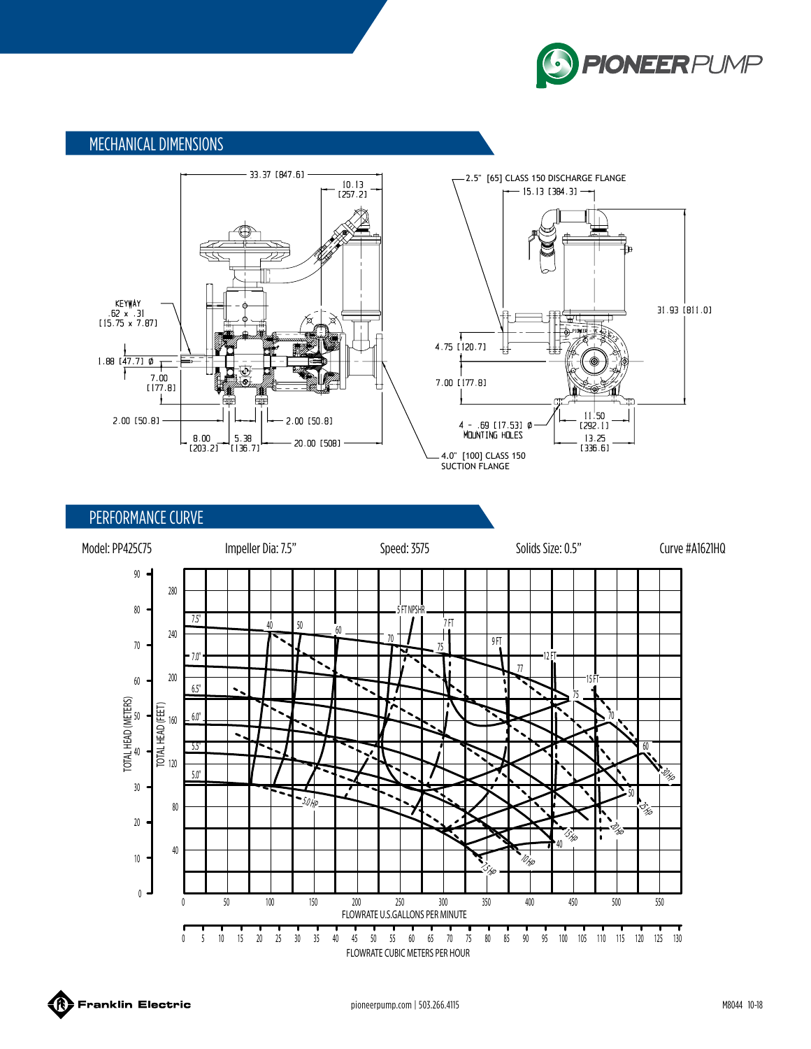## MECHANICAL DIMENSIONS

33.37 [847.6]
10.13 [257.2]
KEYWAY .62 x .31 [15.75 x 7.87]
1.88 [47.7] Ø
7.00 [177.8]
2.00 [50.8]
2.00 [50.8]
8.00 [203.2]
5.38 [136.7]
20.00 [508]

2.5" [65] CLASS 150 DISCHARGE FLANGE
15.13 [384.3]
31.93 [811.0]
4.75 [120.7]
7.00 [177.8]
4 - .69 [17.53] Ø MOUNTING HOLES
11.50 [292.1]
13.25 [336.6]
4.0" [100] CLASS 150 SUCTION FLANGE

## PERFORMANCE CURVE

Model: PP425C75

Impeller Dia: 7.5"

Speed: 3575

Solids Size: 0.5"

Curve #A1621HQ

TOTAL HEAD (METERS)
0
10
20
30
40
50
60
70
80
90

TOTAL HEAD (FEET)
40
80
120
160
200
240
280

7.5"
7.0"
6.5"
6.0"
5.5"
5.0"

40
50
60
70
75
77
75
70
60
50
40

5 FT NPSHR
7 FT
9 FT
12 FT
15 FT

5.0 HP
7.5 HP
10 HP
15 HP
20 HP
25 HP
30 HP

FLOWRATE U.S.GALLONS PER MINUTE
0
50
100
150
200
250
300
350
400
450
500
550

FLOWRATE CUBIC METERS PER HOUR
0
5
10
15
20
25
30
35
40
45
50
55
60
65
70
75
80
85
90
95
100
105
110
115
120
125
130

Franklin Electric

pioneerpump.com | 503.266.4115

M8044 10-18